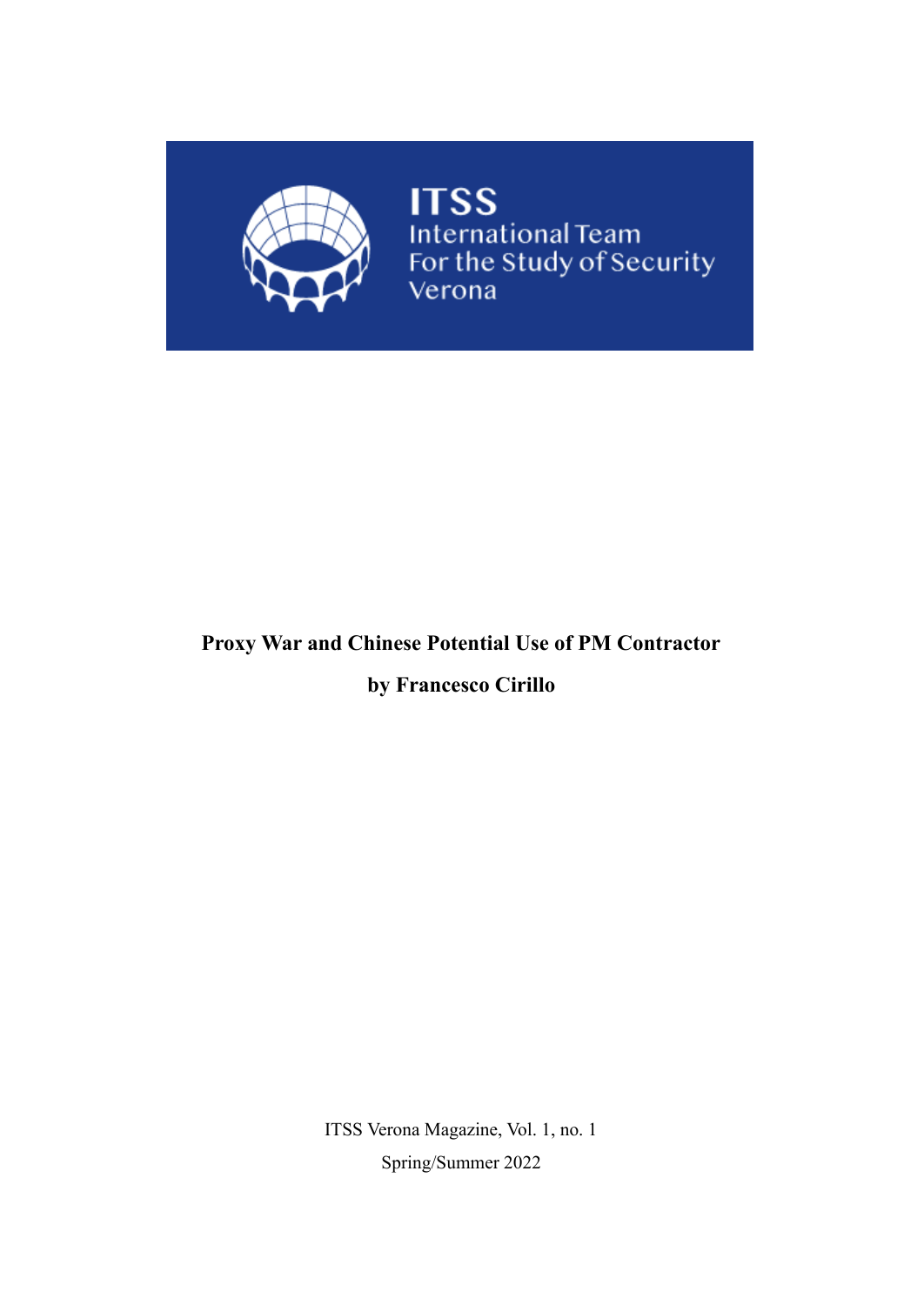ITSS
International Team
For the Study of Security
Verona

# Proxy War and Chinese Potential Use of PM Contractor

**by Francesco Cirillo**

ITSS Verona Magazine, Vol. 1, no. 1

Spring/Summer 2022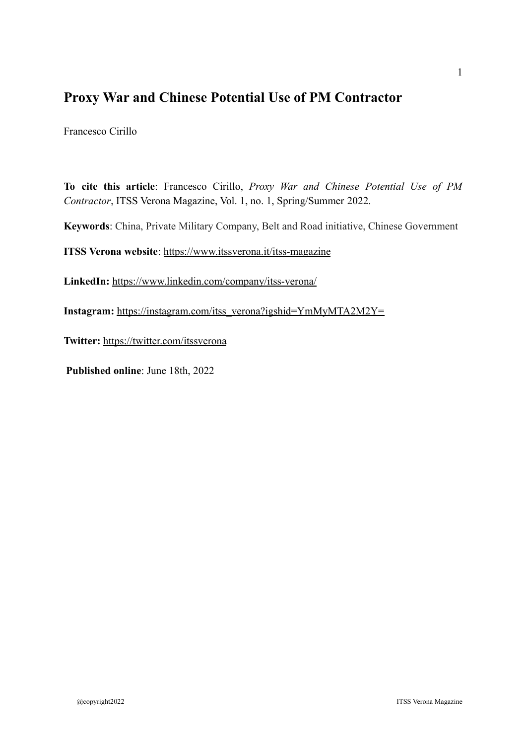# Proxy War and Chinese Potential Use of PM Contractor

Francesco Cirillo

**To cite this article**: Francesco Cirillo, *Proxy War and Chinese Potential Use of PM Contractor*, ITSS Verona Magazine, Vol. 1, no. 1, Spring/Summer 2022.

**Keywords**: China, Private Military Company, Belt and Road initiative, Chinese Government

**ITSS Verona website**: https://www.itssverona.it/itss-magazine

**LinkedIn:** https://www.linkedin.com/company/itss-verona/

**Instagram:** https://instagram.com/itss_verona?igshid=YmMyMTA2M2Y=

**Twitter:** https://twitter.com/itssverona

**Published online**: June 18th, 2022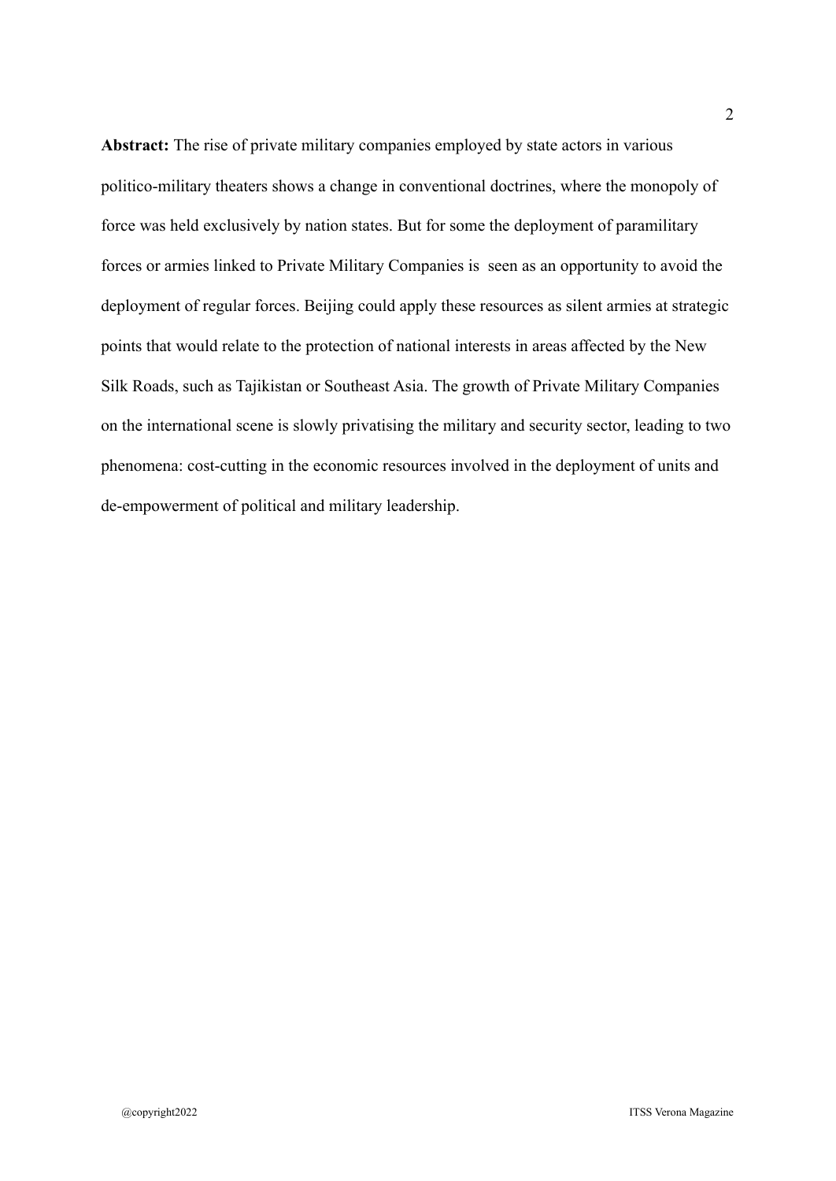**Abstract:** The rise of private military companies employed by state actors in various politico-military theaters shows a change in conventional doctrines, where the monopoly of force was held exclusively by nation states. But for some the deployment of paramilitary forces or armies linked to Private Military Companies is  seen as an opportunity to avoid the deployment of regular forces. Beijing could apply these resources as silent armies at strategic points that would relate to the protection of national interests in areas affected by the New Silk Roads, such as Tajikistan or Southeast Asia. The growth of Private Military Companies on the international scene is slowly privatising the military and security sector, leading to two phenomena: cost-cutting in the economic resources involved in the deployment of units and de-empowerment of political and military leadership.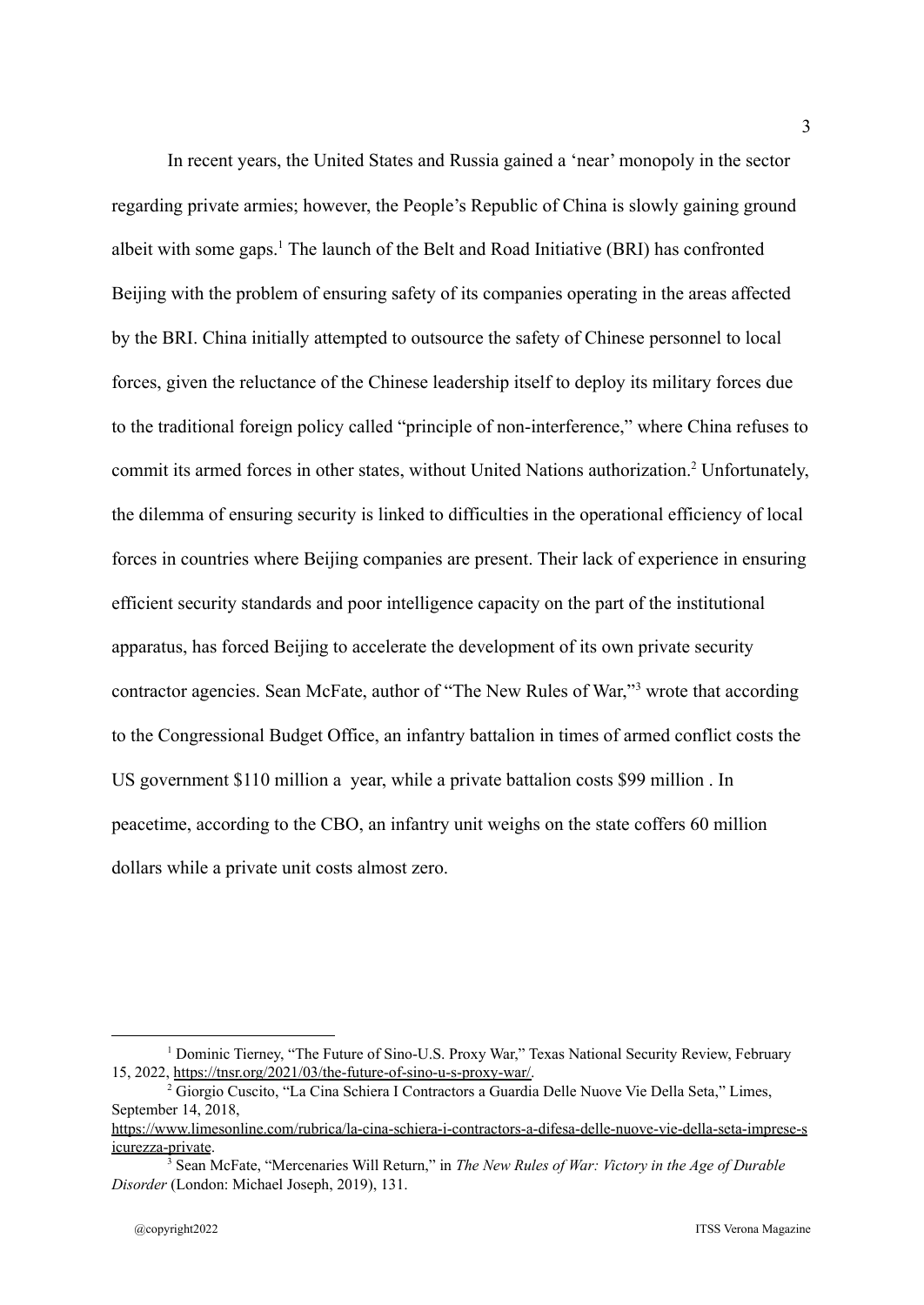In recent years, the United States and Russia gained a 'near' monopoly in the sector regarding private armies; however, the People's Republic of China is slowly gaining ground albeit with some gaps.[1] The launch of the Belt and Road Initiative (BRI) has confronted Beijing with the problem of ensuring safety of its companies operating in the areas affected by the BRI. China initially attempted to outsource the safety of Chinese personnel to local forces, given the reluctance of the Chinese leadership itself to deploy its military forces due to the traditional foreign policy called "principle of non-interference," where China refuses to commit its armed forces in other states, without United Nations authorization.[2] Unfortunately, the dilemma of ensuring security is linked to difficulties in the operational efficiency of local forces in countries where Beijing companies are present. Their lack of experience in ensuring efficient security standards and poor intelligence capacity on the part of the institutional apparatus, has forced Beijing to accelerate the development of its own private security contractor agencies. Sean McFate, author of "The New Rules of War,"[3] wrote that according to the Congressional Budget Office, an infantry battalion in times of armed conflict costs the US government $110 million a year, while a private battalion costs $99 million . In peacetime, according to the CBO, an infantry unit weighs on the state coffers 60 million dollars while a private unit costs almost zero.

---

[1] Dominic Tierney, "The Future of Sino-U.S. Proxy War," Texas National Security Review, February 15, 2022, https://tnsr.org/2021/03/the-future-of-sino-u-s-proxy-war/.

[2] Giorgio Cuscito, "La Cina Schiera I Contractors a Guardia Delle Nuove Vie Della Seta," Limes, September 14, 2018, https://www.limesonline.com/rubrica/la-cina-schiera-i-contractors-a-difesa-delle-nuove-vie-della-seta-imprese-sicurezza-private.

[3] Sean McFate, "Mercenaries Will Return," in *The New Rules of War: Victory in the Age of Durable Disorder* (London: Michael Joseph, 2019), 131.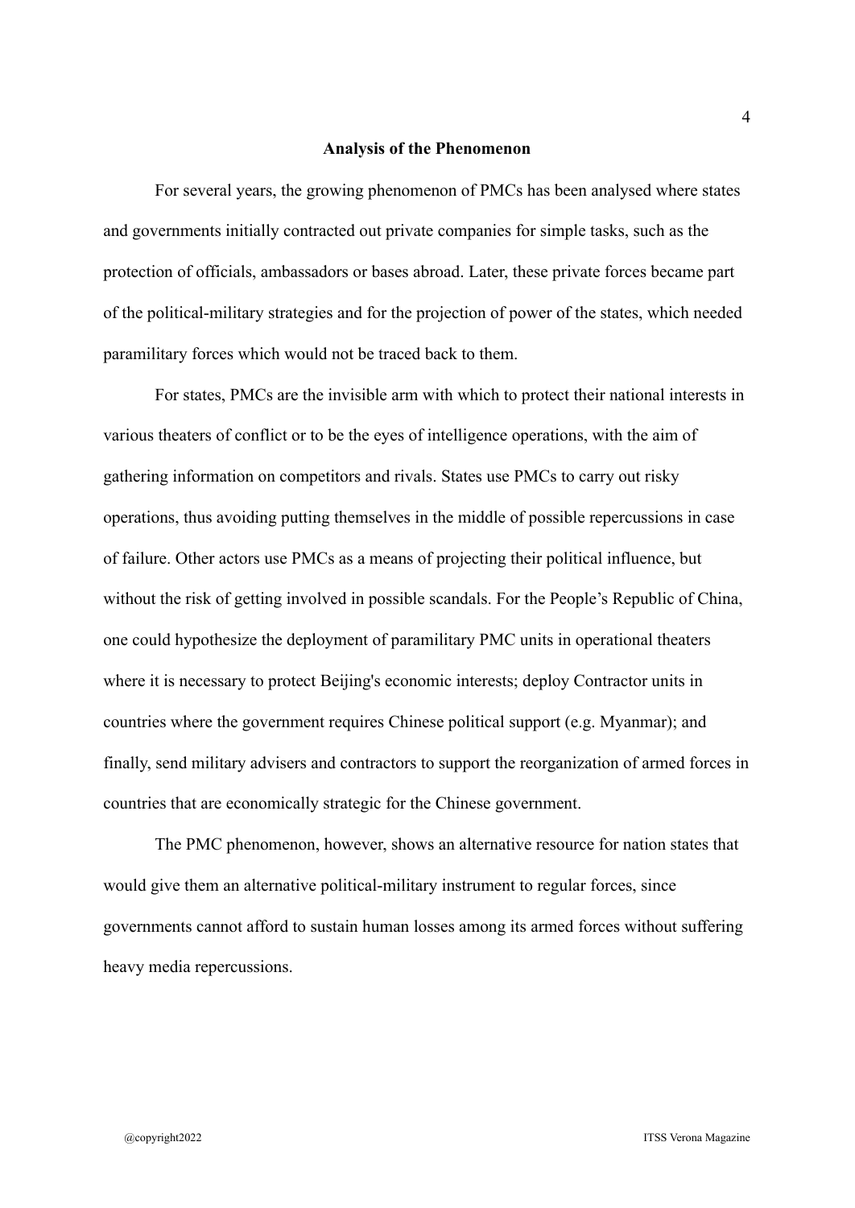## Analysis of the Phenomenon

For several years, the growing phenomenon of PMCs has been analysed where states and governments initially contracted out private companies for simple tasks, such as the protection of officials, ambassadors or bases abroad. Later, these private forces became part of the political-military strategies and for the projection of power of the states, which needed paramilitary forces which would not be traced back to them.

For states, PMCs are the invisible arm with which to protect their national interests in various theaters of conflict or to be the eyes of intelligence operations, with the aim of gathering information on competitors and rivals. States use PMCs to carry out risky operations, thus avoiding putting themselves in the middle of possible repercussions in case of failure. Other actors use PMCs as a means of projecting their political influence, but without the risk of getting involved in possible scandals. For the People's Republic of China, one could hypothesize the deployment of paramilitary PMC units in operational theaters where it is necessary to protect Beijing's economic interests; deploy Contractor units in countries where the government requires Chinese political support (e.g. Myanmar); and finally, send military advisers and contractors to support the reorganization of armed forces in countries that are economically strategic for the Chinese government.

The PMC phenomenon, however, shows an alternative resource for nation states that would give them an alternative political-military instrument to regular forces, since governments cannot afford to sustain human losses among its armed forces without suffering heavy media repercussions.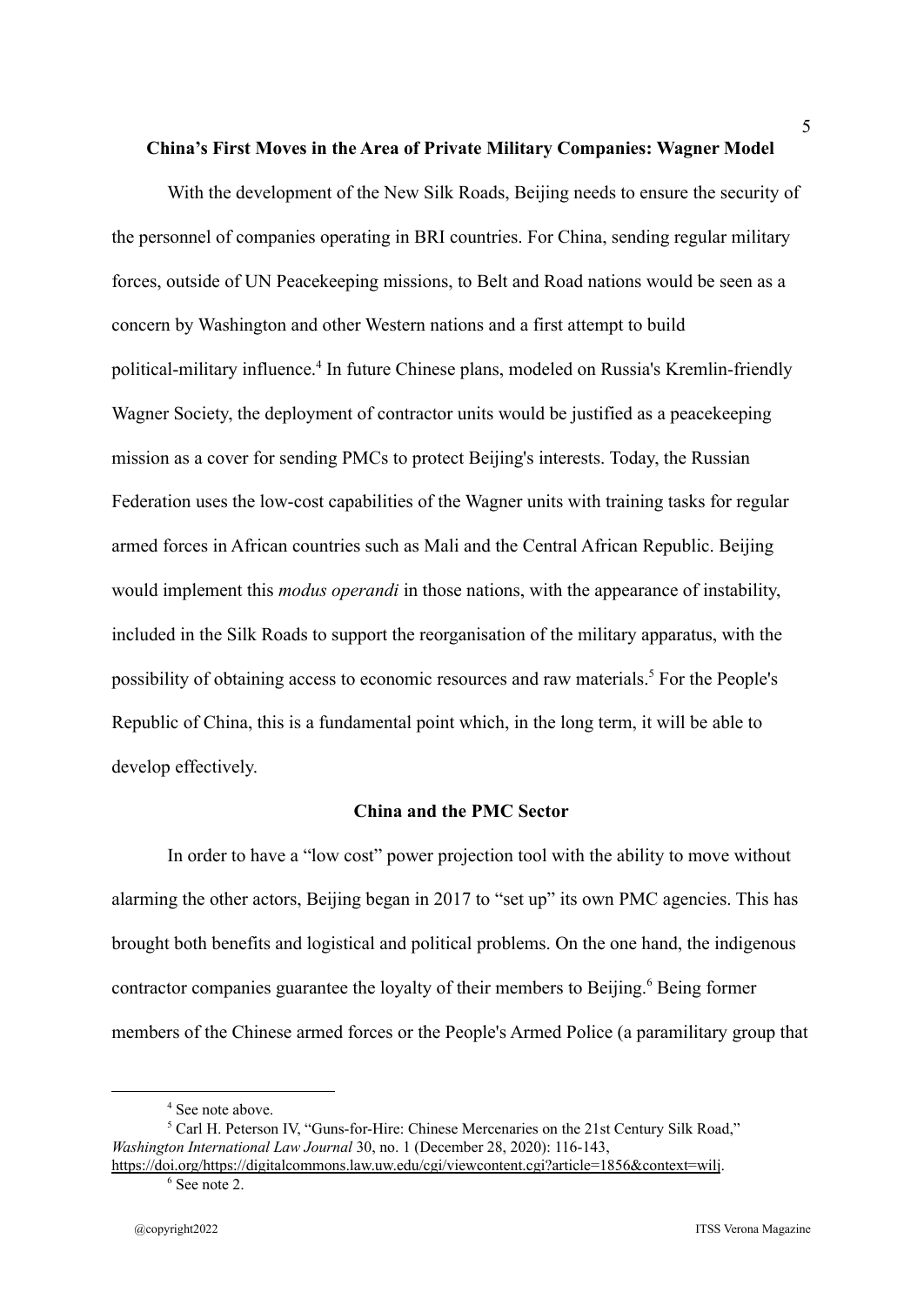## China's First Moves in the Area of Private Military Companies: Wagner Model

With the development of the New Silk Roads, Beijing needs to ensure the security of the personnel of companies operating in BRI countries. For China, sending regular military forces, outside of UN Peacekeeping missions, to Belt and Road nations would be seen as a concern by Washington and other Western nations and a first attempt to build political-military influence.[4] In future Chinese plans, modeled on Russia's Kremlin-friendly Wagner Society, the deployment of contractor units would be justified as a peacekeeping mission as a cover for sending PMCs to protect Beijing's interests. Today, the Russian Federation uses the low-cost capabilities of the Wagner units with training tasks for regular armed forces in African countries such as Mali and the Central African Republic. Beijing would implement this *modus operandi* in those nations, with the appearance of instability, included in the Silk Roads to support the reorganisation of the military apparatus, with the possibility of obtaining access to economic resources and raw materials.[5] For the People's Republic of China, this is a fundamental point which, in the long term, it will be able to develop effectively.

## China and the PMC Sector

In order to have a "low cost" power projection tool with the ability to move without alarming the other actors, Beijing began in 2017 to "set up" its own PMC agencies. This has brought both benefits and logistical and political problems. On the one hand, the indigenous contractor companies guarantee the loyalty of their members to Beijing.[6] Being former members of the Chinese armed forces or the People's Armed Police (a paramilitary group that

---

[4] See note above.

[5] Carl H. Peterson IV, "Guns-for-Hire: Chinese Mercenaries on the 21st Century Silk Road," *Washington International Law Journal* 30, no. 1 (December 28, 2020): 116-143, https://doi.org/https://digitalcommons.law.uw.edu/cgi/viewcontent.cgi?article=1856&context=wilj.

[6] See note 2.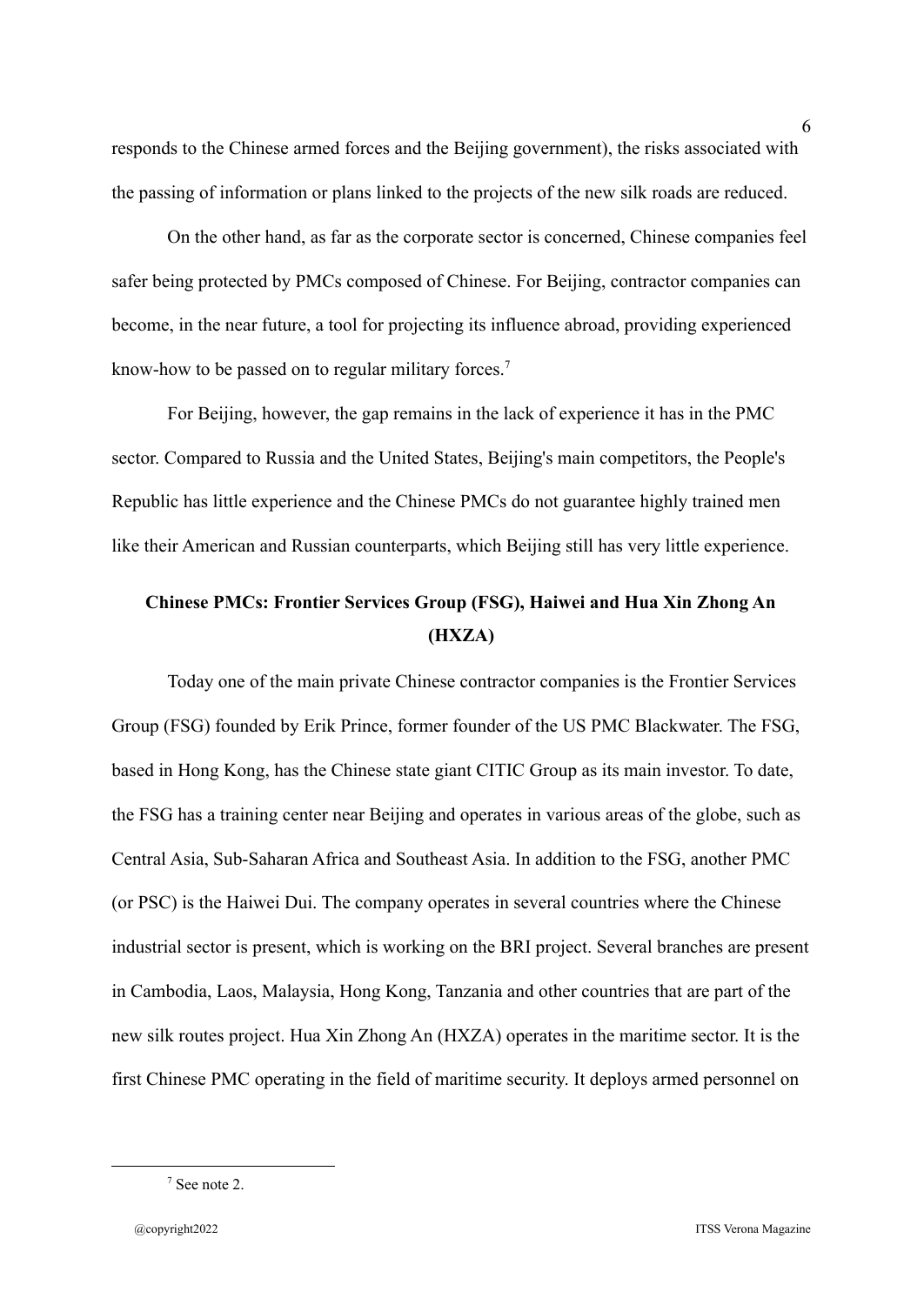responds to the Chinese armed forces and the Beijing government), the risks associated with the passing of information or plans linked to the projects of the new silk roads are reduced.

On the other hand, as far as the corporate sector is concerned, Chinese companies feel safer being protected by PMCs composed of Chinese. For Beijing, contractor companies can become, in the near future, a tool for projecting its influence abroad, providing experienced know-how to be passed on to regular military forces.[7]

For Beijing, however, the gap remains in the lack of experience it has in the PMC sector. Compared to Russia and the United States, Beijing's main competitors, the People's Republic has little experience and the Chinese PMCs do not guarantee highly trained men like their American and Russian counterparts, which Beijing still has very little experience.

## Chinese PMCs: Frontier Services Group (FSG), Haiwei and Hua Xin Zhong An (HXZA)

Today one of the main private Chinese contractor companies is the Frontier Services Group (FSG) founded by Erik Prince, former founder of the US PMC Blackwater. The FSG, based in Hong Kong, has the Chinese state giant CITIC Group as its main investor. To date, the FSG has a training center near Beijing and operates in various areas of the globe, such as Central Asia, Sub-Saharan Africa and Southeast Asia. In addition to the FSG, another PMC (or PSC) is the Haiwei Dui. The company operates in several countries where the Chinese industrial sector is present, which is working on the BRI project. Several branches are present in Cambodia, Laos, Malaysia, Hong Kong, Tanzania and other countries that are part of the new silk routes project. Hua Xin Zhong An (HXZA) operates in the maritime sector. It is the first Chinese PMC operating in the field of maritime security. It deploys armed personnel on

[7] See note 2.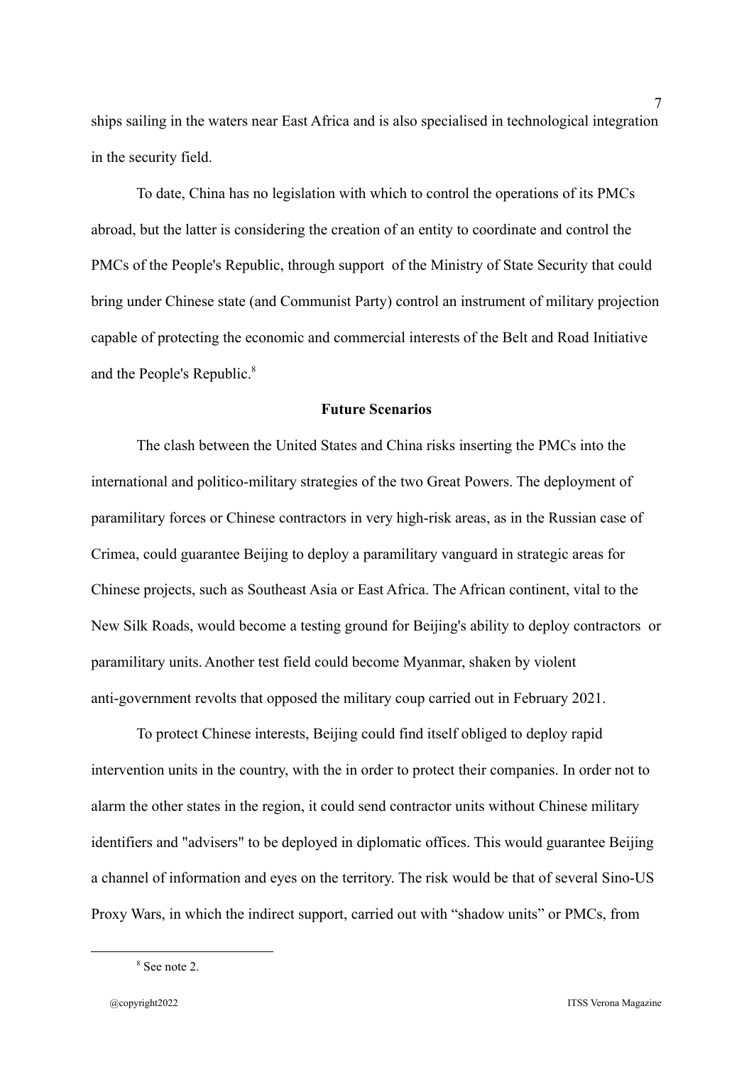ships sailing in the waters near East Africa and is also specialised in technological integration in the security field.

To date, China has no legislation with which to control the operations of its PMCs abroad, but the latter is considering the creation of an entity to coordinate and control the PMCs of the People's Republic, through support of the Ministry of State Security that could bring under Chinese state (and Communist Party) control an instrument of military projection capable of protecting the economic and commercial interests of the Belt and Road Initiative and the People's Republic.[8]

**Future Scenarios**

The clash between the United States and China risks inserting the PMCs into the international and politico-military strategies of the two Great Powers. The deployment of paramilitary forces or Chinese contractors in very high-risk areas, as in the Russian case of Crimea, could guarantee Beijing to deploy a paramilitary vanguard in strategic areas for Chinese projects, such as Southeast Asia or East Africa. The African continent, vital to the New Silk Roads, would become a testing ground for Beijing's ability to deploy contractors or paramilitary units. Another test field could become Myanmar, shaken by violent anti-government revolts that opposed the military coup carried out in February 2021.

To protect Chinese interests, Beijing could find itself obliged to deploy rapid intervention units in the country, with the in order to protect their companies. In order not to alarm the other states in the region, it could send contractor units without Chinese military identifiers and "advisers" to be deployed in diplomatic offices. This would guarantee Beijing a channel of information and eyes on the territory. The risk would be that of several Sino-US Proxy Wars, in which the indirect support, carried out with “shadow units” or PMCs, from

[8] See note 2.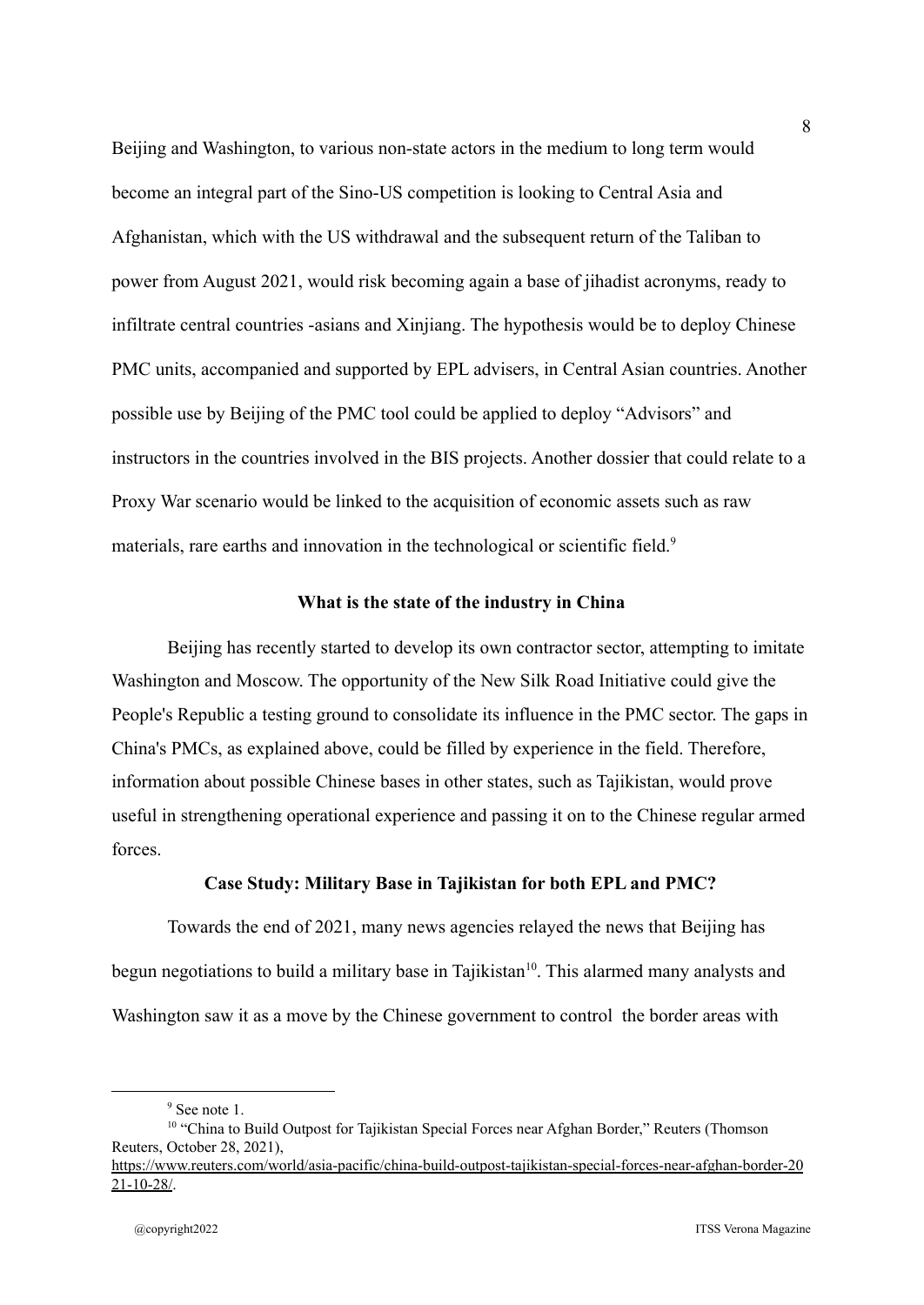Beijing and Washington, to various non-state actors in the medium to long term would become an integral part of the Sino-US competition is looking to Central Asia and Afghanistan, which with the US withdrawal and the subsequent return of the Taliban to power from August 2021, would risk becoming again a base of jihadist acronyms, ready to infiltrate central countries -asians and Xinjiang. The hypothesis would be to deploy Chinese PMC units, accompanied and supported by EPL advisers, in Central Asian countries. Another possible use by Beijing of the PMC tool could be applied to deploy "Advisors" and instructors in the countries involved in the BIS projects. Another dossier that could relate to a Proxy War scenario would be linked to the acquisition of economic assets such as raw materials, rare earths and innovation in the technological or scientific field.[9]

### What is the state of the industry in China

Beijing has recently started to develop its own contractor sector, attempting to imitate Washington and Moscow. The opportunity of the New Silk Road Initiative could give the People's Republic a testing ground to consolidate its influence in the PMC sector. The gaps in China's PMCs, as explained above, could be filled by experience in the field. Therefore, information about possible Chinese bases in other states, such as Tajikistan, would prove useful in strengthening operational experience and passing it on to the Chinese regular armed forces.

### Case Study: Military Base in Tajikistan for both EPL and PMC?

Towards the end of 2021, many news agencies relayed the news that Beijing has begun negotiations to build a military base in Tajikistan[10]. This alarmed many analysts and Washington saw it as a move by the Chinese government to control the border areas with

---

[9] See note 1.

[10] "China to Build Outpost for Tajikistan Special Forces near Afghan Border," Reuters (Thomson Reuters, October 28, 2021), https://www.reuters.com/world/asia-pacific/china-build-outpost-tajikistan-special-forces-near-afghan-border-2021-10-28/.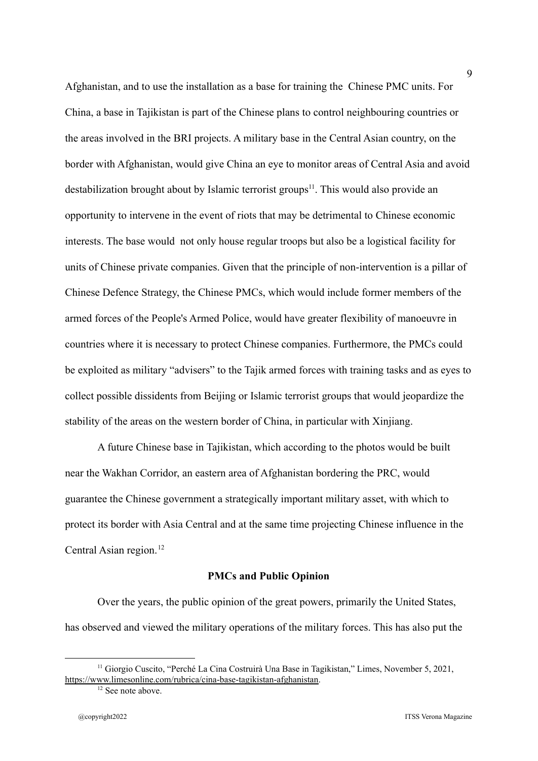Afghanistan, and to use the installation as a base for training the Chinese PMC units. For China, a base in Tajikistan is part of the Chinese plans to control neighbouring countries or the areas involved in the BRI projects. A military base in the Central Asian country, on the border with Afghanistan, would give China an eye to monitor areas of Central Asia and avoid destabilization brought about by Islamic terrorist groups[11]. This would also provide an opportunity to intervene in the event of riots that may be detrimental to Chinese economic interests. The base would not only house regular troops but also be a logistical facility for units of Chinese private companies. Given that the principle of non-intervention is a pillar of Chinese Defence Strategy, the Chinese PMCs, which would include former members of the armed forces of the People's Armed Police, would have greater flexibility of manoeuvre in countries where it is necessary to protect Chinese companies. Furthermore, the PMCs could be exploited as military "advisers" to the Tajik armed forces with training tasks and as eyes to collect possible dissidents from Beijing or Islamic terrorist groups that would jeopardize the stability of the areas on the western border of China, in particular with Xinjiang.

A future Chinese base in Tajikistan, which according to the photos would be built near the Wakhan Corridor, an eastern area of Afghanistan bordering the PRC, would guarantee the Chinese government a strategically important military asset, with which to protect its border with Asia Central and at the same time projecting Chinese influence in the Central Asian region.[12]

### PMCs and Public Opinion

Over the years, the public opinion of the great powers, primarily the United States, has observed and viewed the military operations of the military forces. This has also put the

---

[11] Giorgio Cuscito, "Perché La Cina Costruirà Una Base in Tagikistan," Limes, November 5, 2021, https://www.limesonline.com/rubrica/cina-base-tagikistan-afghanistan.

[12] See note above.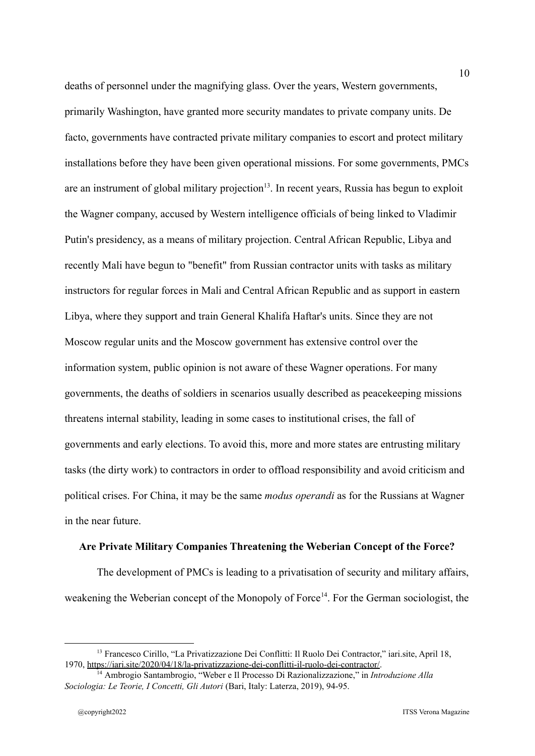deaths of personnel under the magnifying glass. Over the years, Western governments, primarily Washington, have granted more security mandates to private company units. De facto, governments have contracted private military companies to escort and protect military installations before they have been given operational missions. For some governments, PMCs are an instrument of global military projection[13]. In recent years, Russia has begun to exploit the Wagner company, accused by Western intelligence officials of being linked to Vladimir Putin's presidency, as a means of military projection. Central African Republic, Libya and recently Mali have begun to "benefit" from Russian contractor units with tasks as military instructors for regular forces in Mali and Central African Republic and as support in eastern Libya, where they support and train General Khalifa Haftar's units. Since they are not Moscow regular units and the Moscow government has extensive control over the information system, public opinion is not aware of these Wagner operations. For many governments, the deaths of soldiers in scenarios usually described as peacekeeping missions threatens internal stability, leading in some cases to institutional crises, the fall of governments and early elections. To avoid this, more and more states are entrusting military tasks (the dirty work) to contractors in order to offload responsibility and avoid criticism and political crises. For China, it may be the same *modus operandi* as for the Russians at Wagner in the near future.

**Are Private Military Companies Threatening the Weberian Concept of the Force?**

The development of PMCs is leading to a privatisation of security and military affairs, weakening the Weberian concept of the Monopoly of Force[14]. For the German sociologist, the

---

[13] Francesco Cirillo, "La Privatizzazione Dei Conflitti: Il Ruolo Dei Contractor," iari.site, April 18, 1970, https://iari.site/2020/04/18/la-privatizzazione-dei-conflitti-il-ruolo-dei-contractor/.

[14] Ambrogio Santambrogio, "Weber e Il Processo Di Razionalizzazione," in *Introduzione Alla Sociologia: Le Teorie, I Concetti, Gli Autori* (Bari, Italy: Laterza, 2019), 94-95.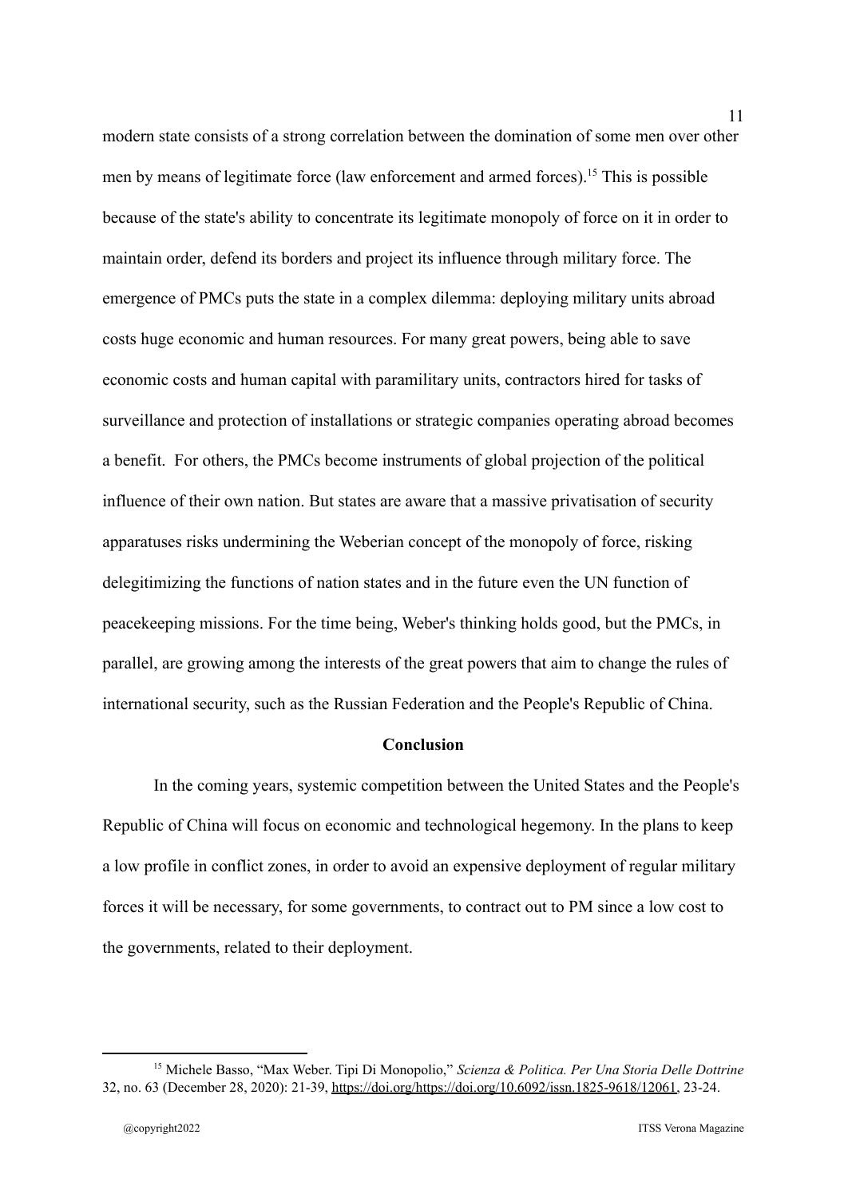modern state consists of a strong correlation between the domination of some men over other men by means of legitimate force (law enforcement and armed forces).[15] This is possible because of the state's ability to concentrate its legitimate monopoly of force on it in order to maintain order, defend its borders and project its influence through military force. The emergence of PMCs puts the state in a complex dilemma: deploying military units abroad costs huge economic and human resources. For many great powers, being able to save economic costs and human capital with paramilitary units, contractors hired for tasks of surveillance and protection of installations or strategic companies operating abroad becomes a benefit. For others, the PMCs become instruments of global projection of the political influence of their own nation. But states are aware that a massive privatisation of security apparatuses risks undermining the Weberian concept of the monopoly of force, risking delegitimizing the functions of nation states and in the future even the UN function of peacekeeping missions. For the time being, Weber's thinking holds good, but the PMCs, in parallel, are growing among the interests of the great powers that aim to change the rules of international security, such as the Russian Federation and the People's Republic of China.

## Conclusion

In the coming years, systemic competition between the United States and the People's Republic of China will focus on economic and technological hegemony. In the plans to keep a low profile in conflict zones, in order to avoid an expensive deployment of regular military forces it will be necessary, for some governments, to contract out to PM since a low cost to the governments, related to their deployment.

---

[15] Michele Basso, "Max Weber. Tipi Di Monopolio," *Scienza & Politica. Per Una Storia Delle Dottrine* 32, no. 63 (December 28, 2020): 21-39, https://doi.org/https://doi.org/10.6092/issn.1825-9618/12061, 23-24.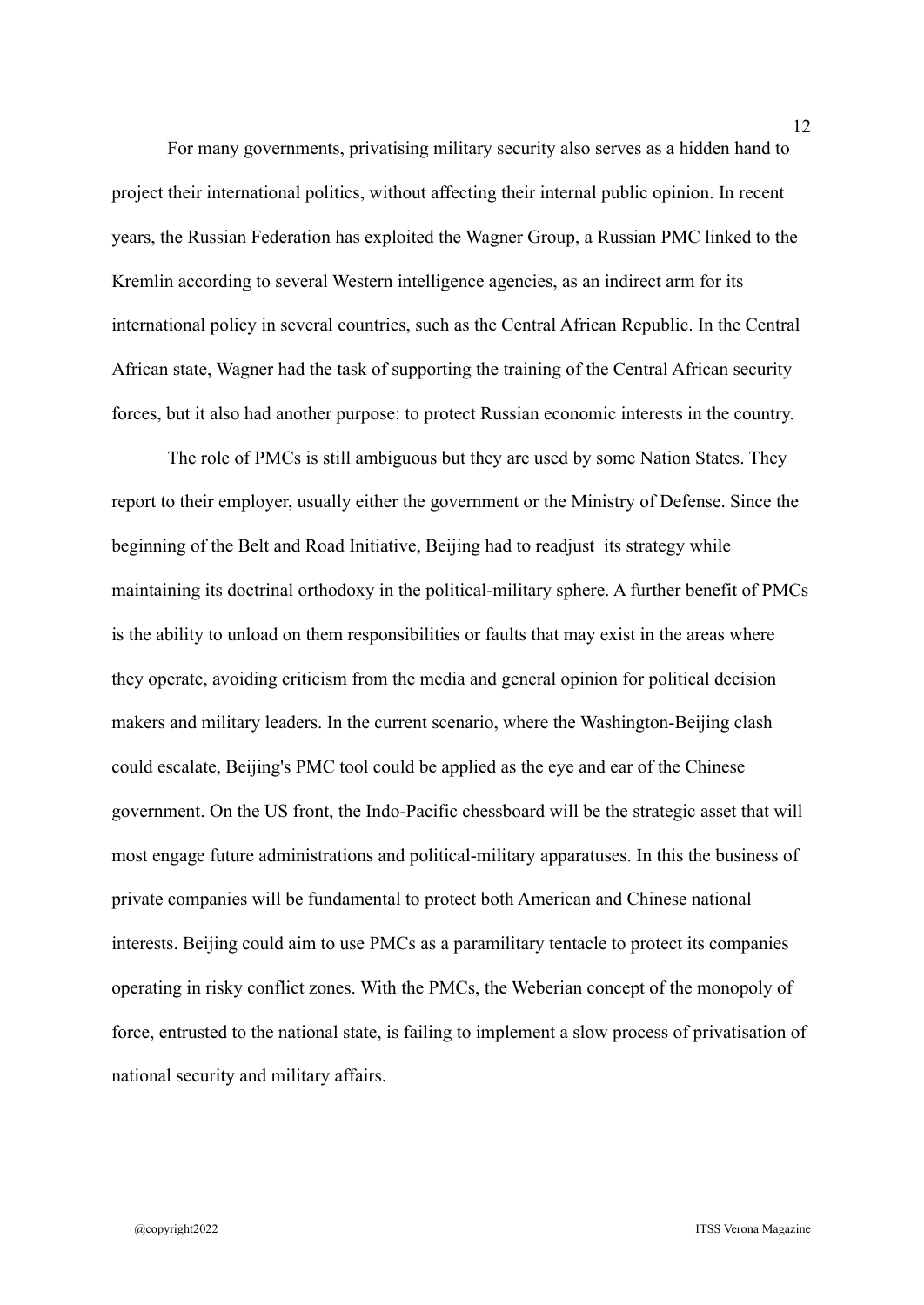For many governments, privatising military security also serves as a hidden hand to project their international politics, without affecting their internal public opinion. In recent years, the Russian Federation has exploited the Wagner Group, a Russian PMC linked to the Kremlin according to several Western intelligence agencies, as an indirect arm for its international policy in several countries, such as the Central African Republic. In the Central African state, Wagner had the task of supporting the training of the Central African security forces, but it also had another purpose: to protect Russian economic interests in the country.

The role of PMCs is still ambiguous but they are used by some Nation States. They report to their employer, usually either the government or the Ministry of Defense. Since the beginning of the Belt and Road Initiative, Beijing had to readjust its strategy while maintaining its doctrinal orthodoxy in the political-military sphere. A further benefit of PMCs is the ability to unload on them responsibilities or faults that may exist in the areas where they operate, avoiding criticism from the media and general opinion for political decision makers and military leaders. In the current scenario, where the Washington-Beijing clash could escalate, Beijing's PMC tool could be applied as the eye and ear of the Chinese government. On the US front, the Indo-Pacific chessboard will be the strategic asset that will most engage future administrations and political-military apparatuses. In this the business of private companies will be fundamental to protect both American and Chinese national interests. Beijing could aim to use PMCs as a paramilitary tentacle to protect its companies operating in risky conflict zones. With the PMCs, the Weberian concept of the monopoly of force, entrusted to the national state, is failing to implement a slow process of privatisation of national security and military affairs.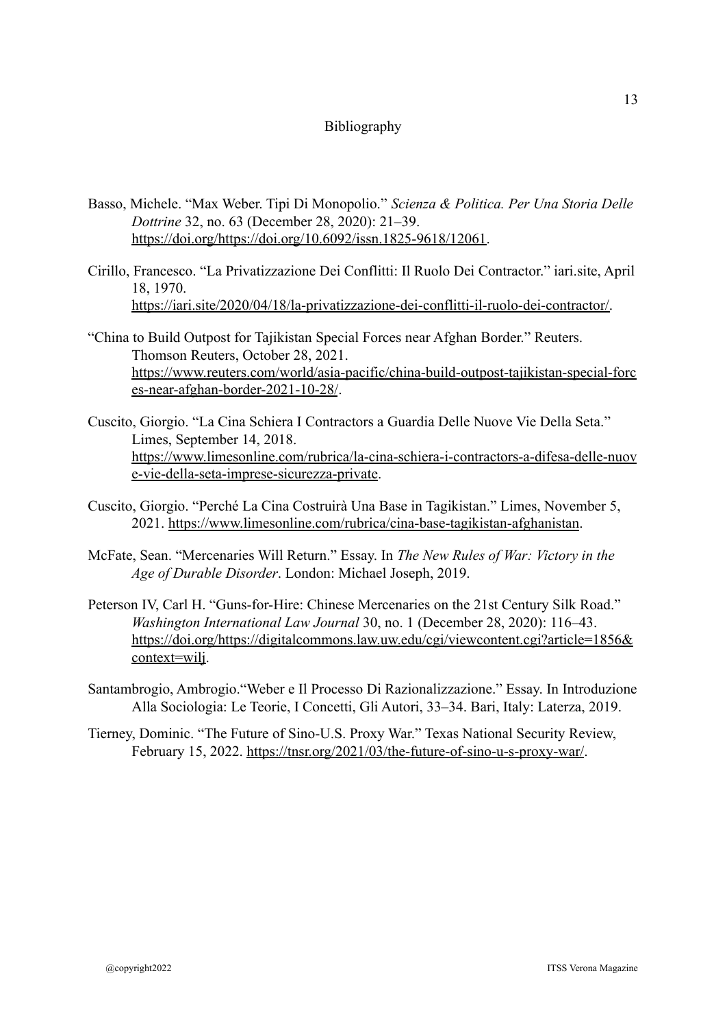# Bibliography

Basso, Michele. "Max Weber. Tipi Di Monopolio." *Scienza & Politica. Per Una Storia Delle Dottrine* 32, no. 63 (December 28, 2020): 21–39. https://doi.org/https://doi.org/10.6092/issn.1825-9618/12061.

Cirillo, Francesco. "La Privatizzazione Dei Conflitti: Il Ruolo Dei Contractor." iari.site, April 18, 1970. https://iari.site/2020/04/18/la-privatizzazione-dei-conflitti-il-ruolo-dei-contractor/.

"China to Build Outpost for Tajikistan Special Forces near Afghan Border." Reuters. Thomson Reuters, October 28, 2021. https://www.reuters.com/world/asia-pacific/china-build-outpost-tajikistan-special-forces-near-afghan-border-2021-10-28/.

Cuscito, Giorgio. "La Cina Schiera I Contractors a Guardia Delle Nuove Vie Della Seta." Limes, September 14, 2018. https://www.limesonline.com/rubrica/la-cina-schiera-i-contractors-a-difesa-delle-nuove-vie-della-seta-imprese-sicurezza-private.

Cuscito, Giorgio. "Perché La Cina Costruirà Una Base in Tagikistan." Limes, November 5, 2021. https://www.limesonline.com/rubrica/cina-base-tagikistan-afghanistan.

McFate, Sean. "Mercenaries Will Return." Essay. In *The New Rules of War: Victory in the Age of Durable Disorder*. London: Michael Joseph, 2019.

Peterson IV, Carl H. "Guns-for-Hire: Chinese Mercenaries on the 21st Century Silk Road." *Washington International Law Journal* 30, no. 1 (December 28, 2020): 116–43. https://doi.org/https://digitalcommons.law.uw.edu/cgi/viewcontent.cgi?article=1856&context=wilj.

Santambrogio, Ambrogio."Weber e Il Processo Di Razionalizzazione." Essay. In Introduzione Alla Sociologia: Le Teorie, I Concetti, Gli Autori, 33–34. Bari, Italy: Laterza, 2019.

Tierney, Dominic. "The Future of Sino-U.S. Proxy War." Texas National Security Review, February 15, 2022. https://tnsr.org/2021/03/the-future-of-sino-u-s-proxy-war/.